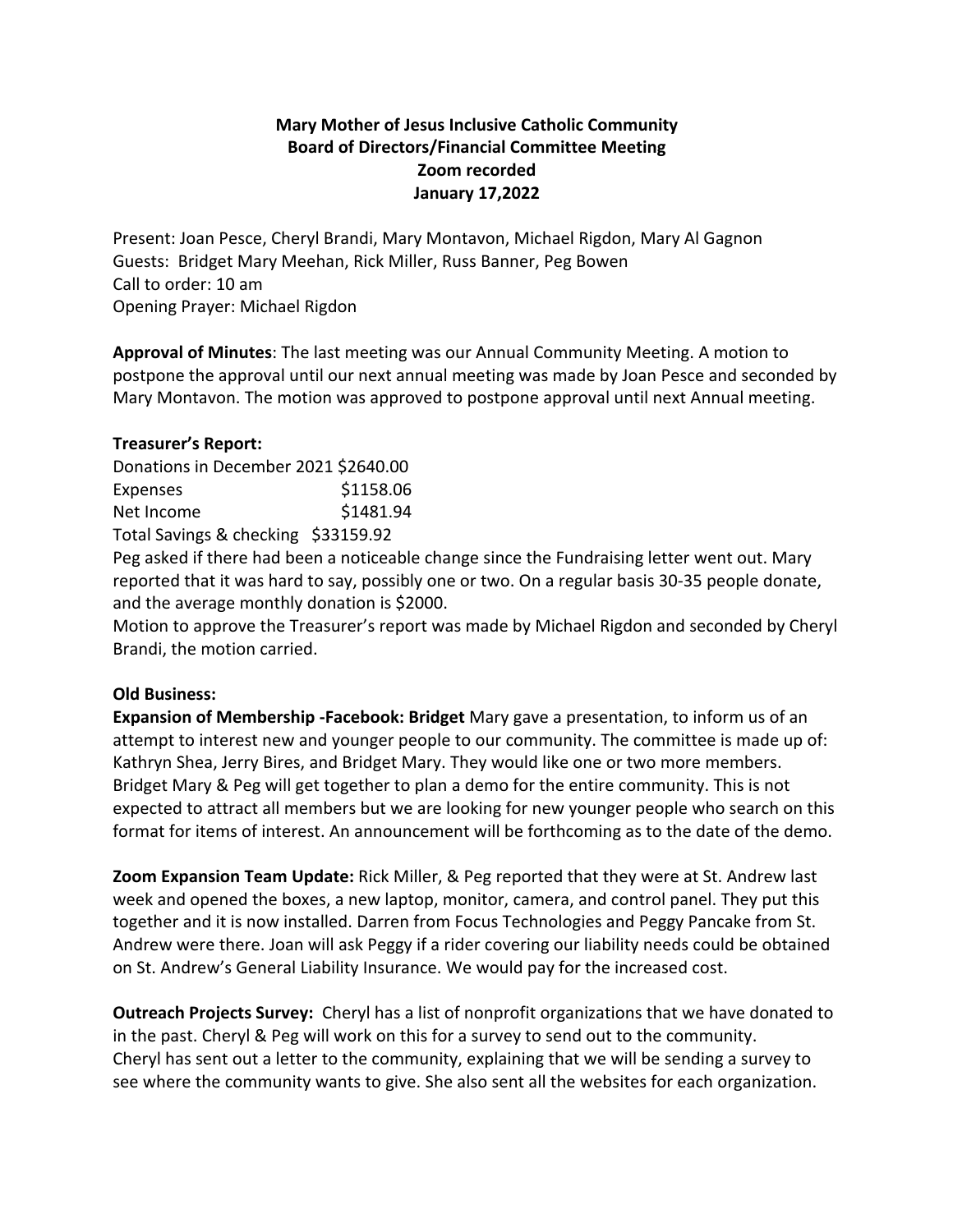**Mary Mother of Jesus Inclusive Catholic Community**
**Board of Directors/Financial Committee Meeting**
**Zoom recorded**
**January 17,2022**

Present: Joan Pesce, Cheryl Brandi, Mary Montavon, Michael Rigdon, Mary Al Gagnon
Guests: Bridget Mary Meehan, Rick Miller, Russ Banner, Peg Bowen
Call to order: 10 am
Opening Prayer: Michael Rigdon

**Approval of Minutes**: The last meeting was our Annual Community Meeting. A motion to postpone the approval until our next annual meeting was made by Joan Pesce and seconded by Mary Montavon. The motion was approved to postpone approval until next Annual meeting.

**Treasurer's Report:**

Donations in December 2021 $2640.00
Expenses $1158.06
Net Income $1481.94
Total Savings & checking $33159.92

Peg asked if there had been a noticeable change since the Fundraising letter went out. Mary reported that it was hard to say, possibly one or two. On a regular basis 30-35 people donate, and the average monthly donation is $2000.

Motion to approve the Treasurer's report was made by Michael Rigdon and seconded by Cheryl Brandi, the motion carried.

**Old Business:**

**Expansion of Membership -Facebook: Bridget** Mary gave a presentation, to inform us of an attempt to interest new and younger people to our community. The committee is made up of: Kathryn Shea, Jerry Bires, and Bridget Mary. They would like one or two more members. Bridget Mary & Peg will get together to plan a demo for the entire community. This is not expected to attract all members but we are looking for new younger people who search on this format for items of interest. An announcement will be forthcoming as to the date of the demo.

**Zoom Expansion Team Update:** Rick Miller, & Peg reported that they were at St. Andrew last week and opened the boxes, a new laptop, monitor, camera, and control panel. They put this together and it is now installed. Darren from Focus Technologies and Peggy Pancake from St. Andrew were there. Joan will ask Peggy if a rider covering our liability needs could be obtained on St. Andrew's General Liability Insurance. We would pay for the increased cost.

**Outreach Projects Survey:** Cheryl has a list of nonprofit organizations that we have donated to in the past. Cheryl & Peg will work on this for a survey to send out to the community. Cheryl has sent out a letter to the community, explaining that we will be sending a survey to see where the community wants to give. She also sent all the websites for each organization.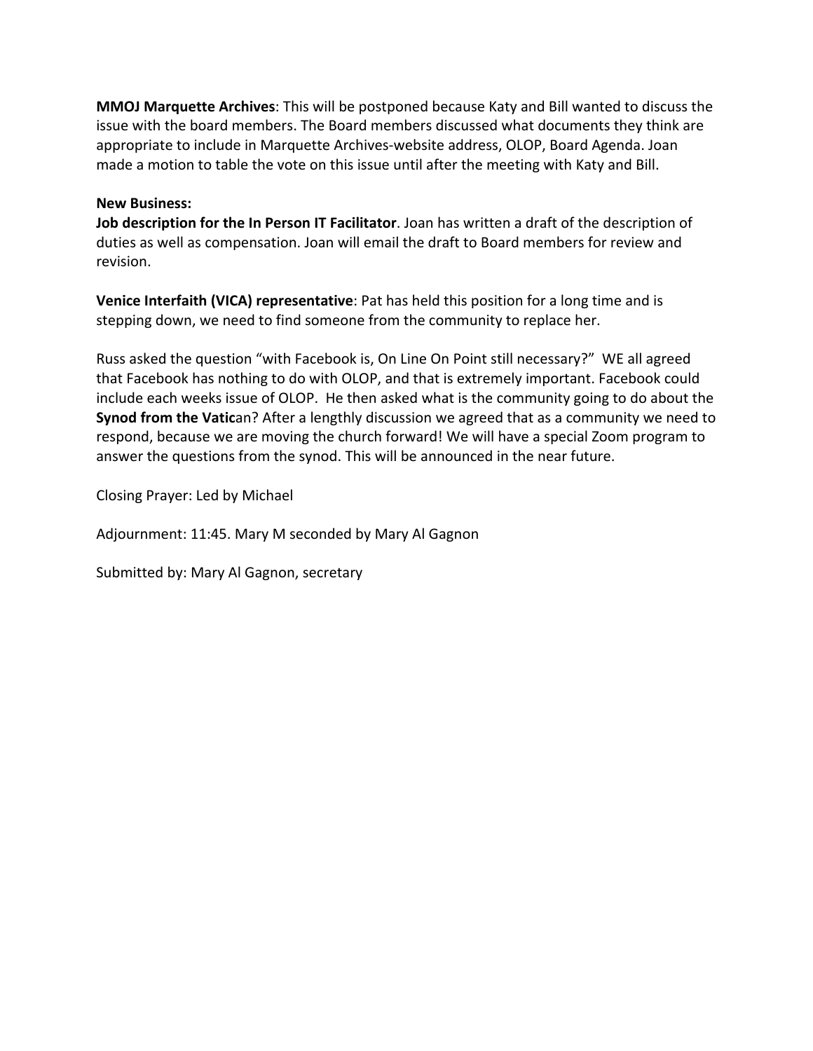**MMOJ Marquette Archives**: This will be postponed because Katy and Bill wanted to discuss the issue with the board members. The Board members discussed what documents they think are appropriate to include in Marquette Archives-website address, OLOP, Board Agenda. Joan made a motion to table the vote on this issue until after the meeting with Katy and Bill.

**New Business:**
**Job description for the In Person IT Facilitator**. Joan has written a draft of the description of duties as well as compensation. Joan will email the draft to Board members for review and revision.

**Venice Interfaith (VICA) representative**: Pat has held this position for a long time and is stepping down, we need to find someone from the community to replace her.

Russ asked the question "with Facebook is, On Line On Point still necessary?" WE all agreed that Facebook has nothing to do with OLOP, and that is extremely important. Facebook could include each weeks issue of OLOP. He then asked what is the community going to do about the **Synod from the Vatic**an? After a lengthly discussion we agreed that as a community we need to respond, because we are moving the church forward! We will have a special Zoom program to answer the questions from the synod. This will be announced in the near future.

Closing Prayer: Led by Michael

Adjournment: 11:45. Mary M seconded by Mary Al Gagnon

Submitted by: Mary Al Gagnon, secretary